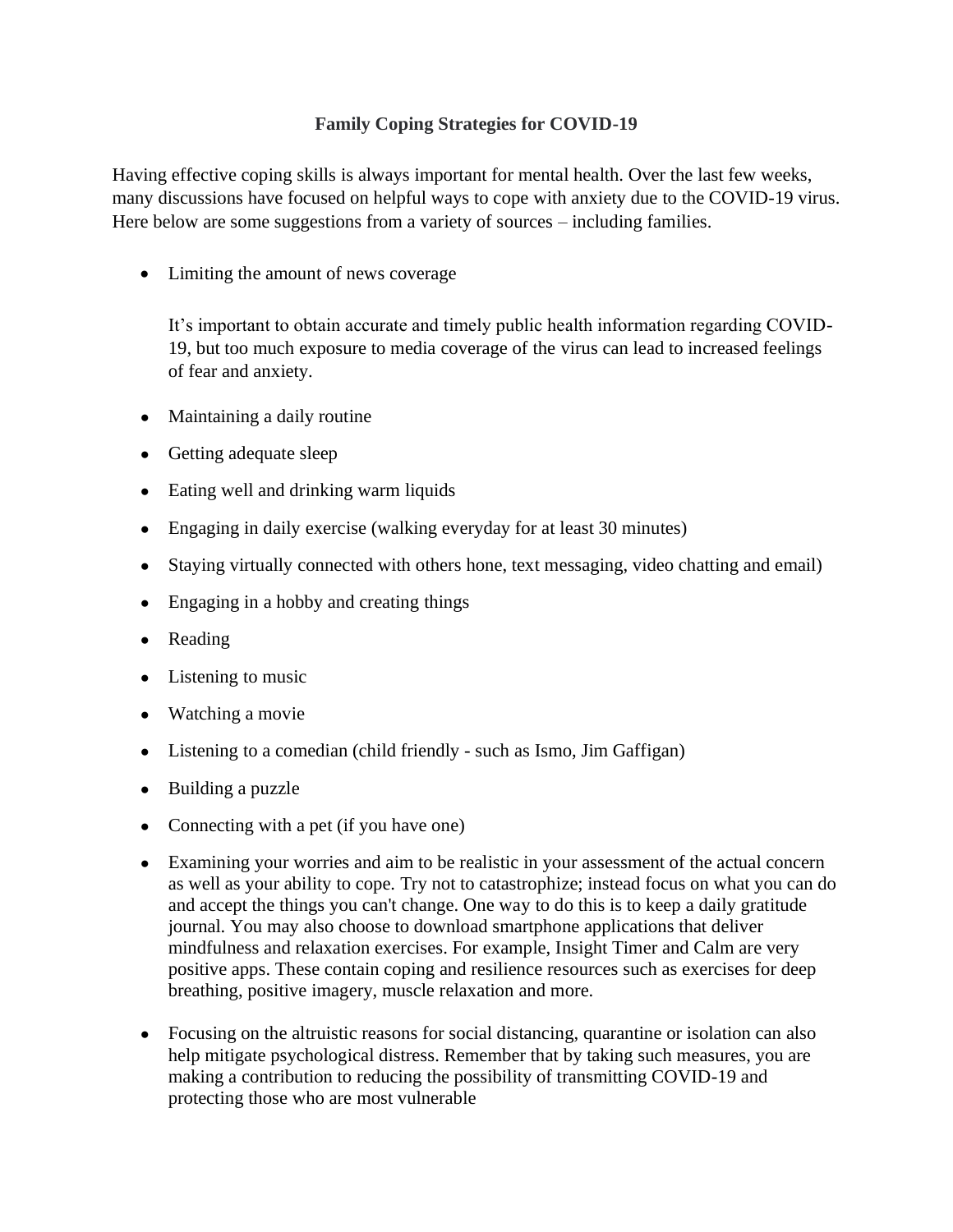## Family Coping Strategies for COVID-19

Having effective coping skills is always important for mental health. Over the last few weeks, many discussions have focused on helpful ways to cope with anxiety due to the COVID-19 virus. Here below are some suggestions from a variety of sources – including families.

- Limiting the amount of news coverage

  It's important to obtain accurate and timely public health information regarding COVID-19, but too much exposure to media coverage of the virus can lead to increased feelings of fear and anxiety.

- Maintaining a daily routine
- Getting adequate sleep
- Eating well and drinking warm liquids
- Engaging in daily exercise (walking everyday for at least 30 minutes)
- Staying virtually connected with others hone, text messaging, video chatting and email)
- Engaging in a hobby and creating things
- Reading
- Listening to music
- Watching a movie
- Listening to a comedian (child friendly - such as Ismo, Jim Gaffigan)
- Building a puzzle
- Connecting with a pet (if you have one)
- Examining your worries and aim to be realistic in your assessment of the actual concern as well as your ability to cope. Try not to catastrophize; instead focus on what you can do and accept the things you can't change. One way to do this is to keep a daily gratitude journal. You may also choose to download smartphone applications that deliver mindfulness and relaxation exercises. For example, Insight Timer and Calm are very positive apps. These contain coping and resilience resources such as exercises for deep breathing, positive imagery, muscle relaxation and more.
- Focusing on the altruistic reasons for social distancing, quarantine or isolation can also help mitigate psychological distress. Remember that by taking such measures, you are making a contribution to reducing the possibility of transmitting COVID-19 and protecting those who are most vulnerable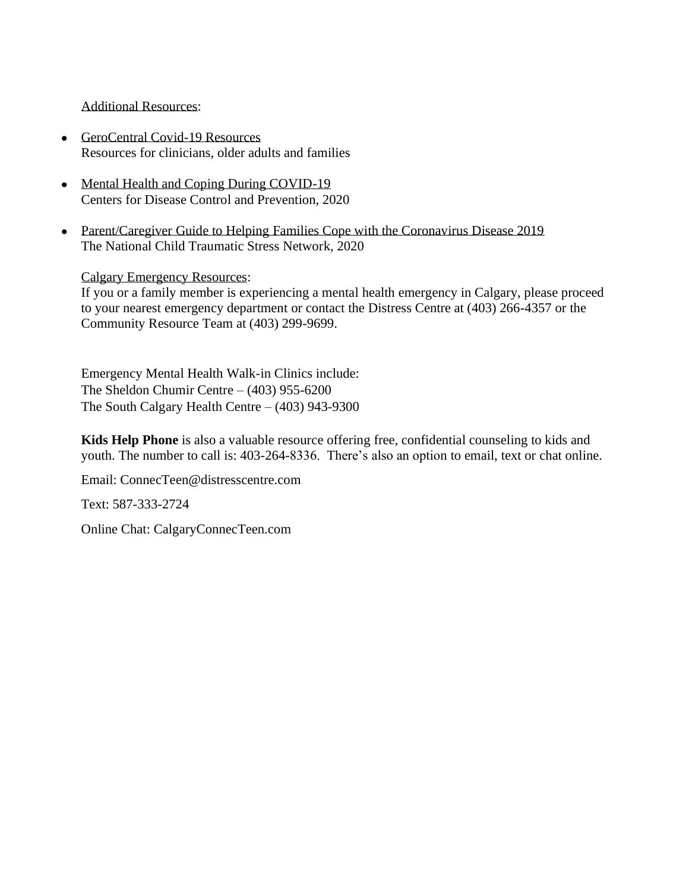Additional Resources:

- GeroCentral Covid-19 Resources
  Resources for clinicians, older adults and families

- Mental Health and Coping During COVID-19
  Centers for Disease Control and Prevention, 2020

- Parent/Caregiver Guide to Helping Families Cope with the Coronavirus Disease 2019
  The National Child Traumatic Stress Network, 2020

Calgary Emergency Resources:
If you or a family member is experiencing a mental health emergency in Calgary, please proceed to your nearest emergency department or contact the Distress Centre at (403) 266-4357 or the Community Resource Team at (403) 299-9699.

Emergency Mental Health Walk-in Clinics include:
The Sheldon Chumir Centre – (403) 955-6200
The South Calgary Health Centre – (403) 943-9300

**Kids Help Phone** is also a valuable resource offering free, confidential counseling to kids and youth. The number to call is: 403-264-8336. There's also an option to email, text or chat online.

Email: ConnecTeen@distresscentre.com

Text: 587-333-2724

Online Chat: CalgaryConnecTeen.com